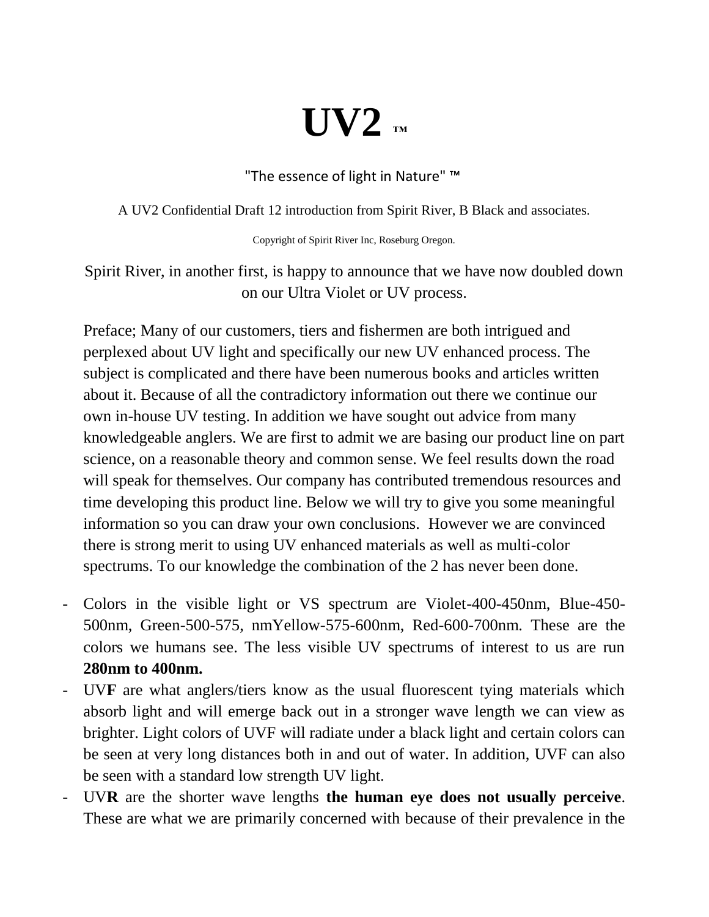# UV2 ™

"The essence of light in Nature" ™

A UV2 Confidential Draft 12 introduction from Spirit River, B Black and associates.

Copyright of Spirit River Inc, Roseburg Oregon.

Spirit River, in another first, is happy to announce that we have now doubled down on our Ultra Violet or UV process.

Preface; Many of our customers, tiers and fishermen are both intrigued and perplexed about UV light and specifically our new UV enhanced process. The subject is complicated and there have been numerous books and articles written about it. Because of all the contradictory information out there we continue our own in-house UV testing. In addition we have sought out advice from many knowledgeable anglers. We are first to admit we are basing our product line on part science, on a reasonable theory and common sense. We feel results down the road will speak for themselves. Our company has contributed tremendous resources and time developing this product line. Below we will try to give you some meaningful information so you can draw your own conclusions. However we are convinced there is strong merit to using UV enhanced materials as well as multi-color spectrums. To our knowledge the combination of the 2 has never been done.

- Colors in the visible light or VS spectrum are Violet-400-450nm, Blue-450-500nm, Green-500-575, nmYellow-575-600nm, Red-600-700nm. These are the colors we humans see. The less visible UV spectrums of interest to us are run **280nm to 400nm.**
- UV**F** are what anglers/tiers know as the usual fluorescent tying materials which absorb light and will emerge back out in a stronger wave length we can view as brighter. Light colors of UVF will radiate under a black light and certain colors can be seen at very long distances both in and out of water. In addition, UVF can also be seen with a standard low strength UV light.
- UV**R** are the shorter wave lengths **the human eye does not usually perceive**. These are what we are primarily concerned with because of their prevalence in the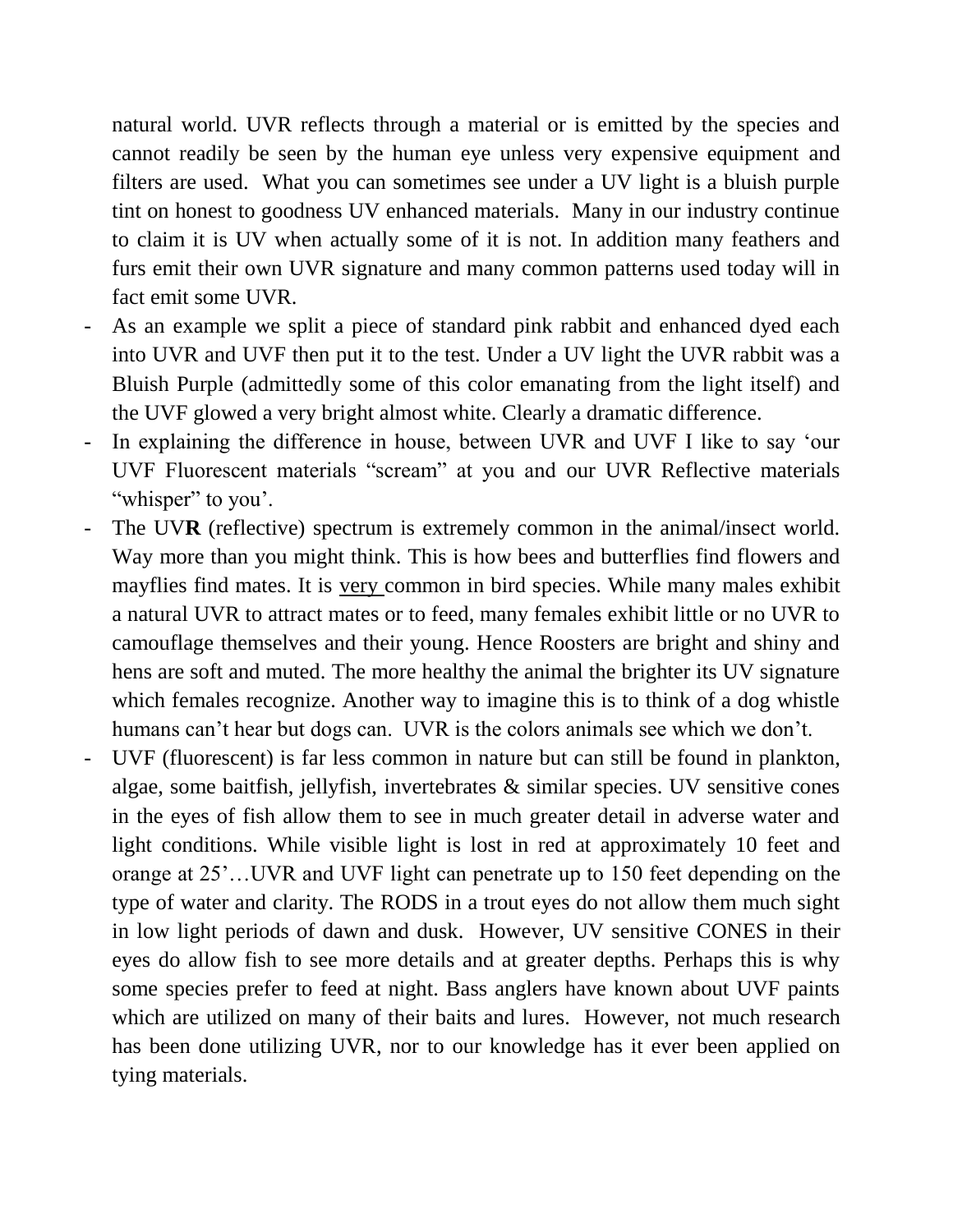natural world. UVR reflects through a material or is emitted by the species and cannot readily be seen by the human eye unless very expensive equipment and filters are used. What you can sometimes see under a UV light is a bluish purple tint on honest to goodness UV enhanced materials. Many in our industry continue to claim it is UV when actually some of it is not. In addition many feathers and furs emit their own UVR signature and many common patterns used today will in fact emit some UVR.

- As an example we split a piece of standard pink rabbit and enhanced dyed each into UVR and UVF then put it to the test. Under a UV light the UVR rabbit was a Bluish Purple (admittedly some of this color emanating from the light itself) and the UVF glowed a very bright almost white. Clearly a dramatic difference.
- In explaining the difference in house, between UVR and UVF I like to say 'our UVF Fluorescent materials "scream" at you and our UVR Reflective materials "whisper" to you'.
- The UV**R** (reflective) spectrum is extremely common in the animal/insect world. Way more than you might think. This is how bees and butterflies find flowers and mayflies find mates. It is <u>very</u> common in bird species. While many males exhibit a natural UVR to attract mates or to feed, many females exhibit little or no UVR to camouflage themselves and their young. Hence Roosters are bright and shiny and hens are soft and muted. The more healthy the animal the brighter its UV signature which females recognize. Another way to imagine this is to think of a dog whistle humans can't hear but dogs can. UVR is the colors animals see which we don't.
- UVF (fluorescent) is far less common in nature but can still be found in plankton, algae, some baitfish, jellyfish, invertebrates & similar species. UV sensitive cones in the eyes of fish allow them to see in much greater detail in adverse water and light conditions. While visible light is lost in red at approximately 10 feet and orange at 25'…UVR and UVF light can penetrate up to 150 feet depending on the type of water and clarity. The RODS in a trout eyes do not allow them much sight in low light periods of dawn and dusk. However, UV sensitive CONES in their eyes do allow fish to see more details and at greater depths. Perhaps this is why some species prefer to feed at night. Bass anglers have known about UVF paints which are utilized on many of their baits and lures. However, not much research has been done utilizing UVR, nor to our knowledge has it ever been applied on tying materials.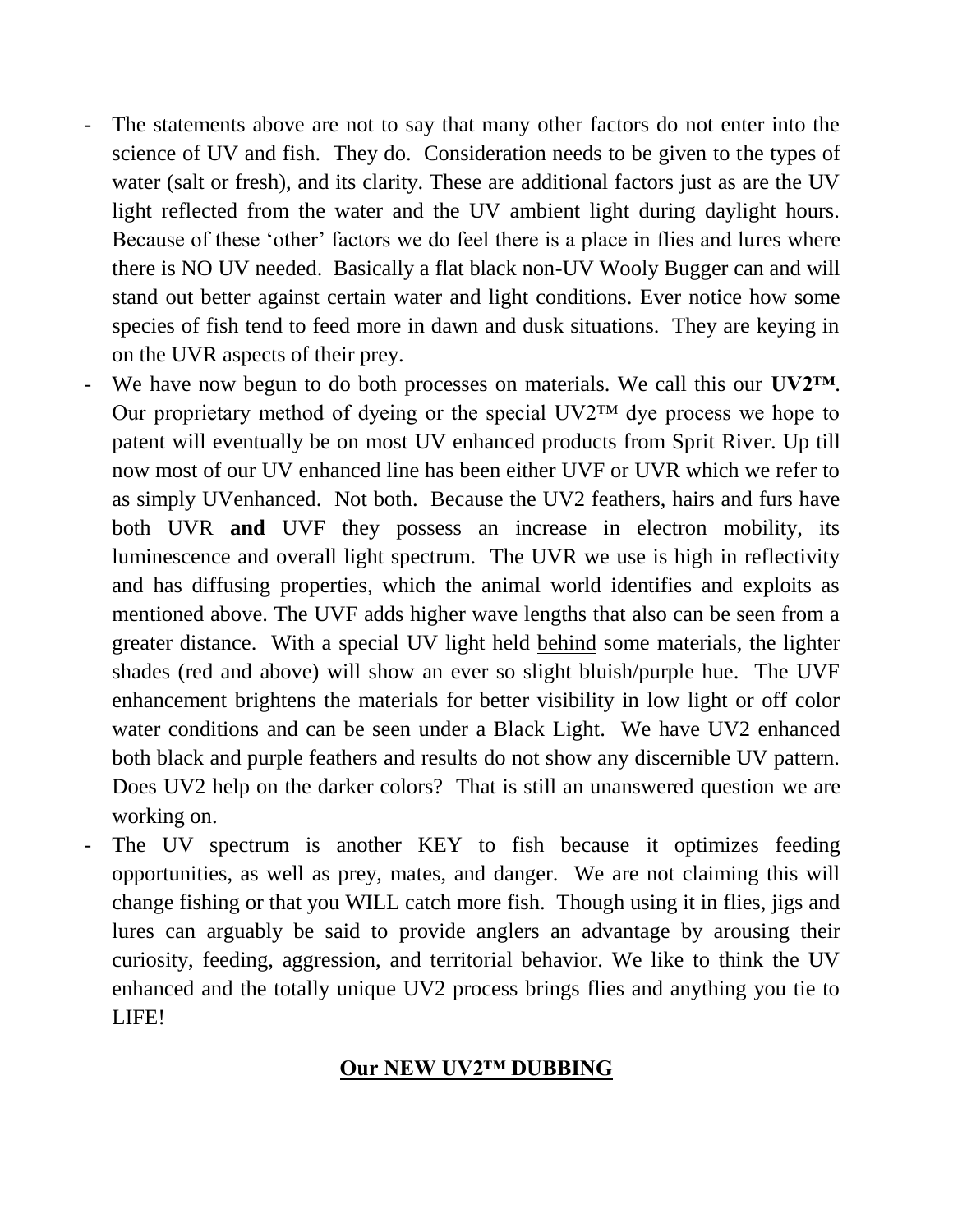- The statements above are not to say that many other factors do not enter into the science of UV and fish. They do. Consideration needs to be given to the types of water (salt or fresh), and its clarity. These are additional factors just as are the UV light reflected from the water and the UV ambient light during daylight hours. Because of these 'other' factors we do feel there is a place in flies and lures where there is NO UV needed. Basically a flat black non-UV Wooly Bugger can and will stand out better against certain water and light conditions. Ever notice how some species of fish tend to feed more in dawn and dusk situations. They are keying in on the UVR aspects of their prey.
- We have now begun to do both processes on materials. We call this our **UV2™**. Our proprietary method of dyeing or the special UV2™ dye process we hope to patent will eventually be on most UV enhanced products from Sprit River. Up till now most of our UV enhanced line has been either UVF or UVR which we refer to as simply UVenhanced. Not both. Because the UV2 feathers, hairs and furs have both UVR **and** UVF they possess an increase in electron mobility, its luminescence and overall light spectrum. The UVR we use is high in reflectivity and has diffusing properties, which the animal world identifies and exploits as mentioned above. The UVF adds higher wave lengths that also can be seen from a greater distance. With a special UV light held <u>behind</u> some materials, the lighter shades (red and above) will show an ever so slight bluish/purple hue. The UVF enhancement brightens the materials for better visibility in low light or off color water conditions and can be seen under a Black Light. We have UV2 enhanced both black and purple feathers and results do not show any discernible UV pattern. Does UV2 help on the darker colors? That is still an unanswered question we are working on.
- The UV spectrum is another KEY to fish because it optimizes feeding opportunities, as well as prey, mates, and danger. We are not claiming this will change fishing or that you WILL catch more fish. Though using it in flies, jigs and lures can arguably be said to provide anglers an advantage by arousing their curiosity, feeding, aggression, and territorial behavior. We like to think the UV enhanced and the totally unique UV2 process brings flies and anything you tie to LIFE!

## <u>Our NEW UV2™ DUBBING</u>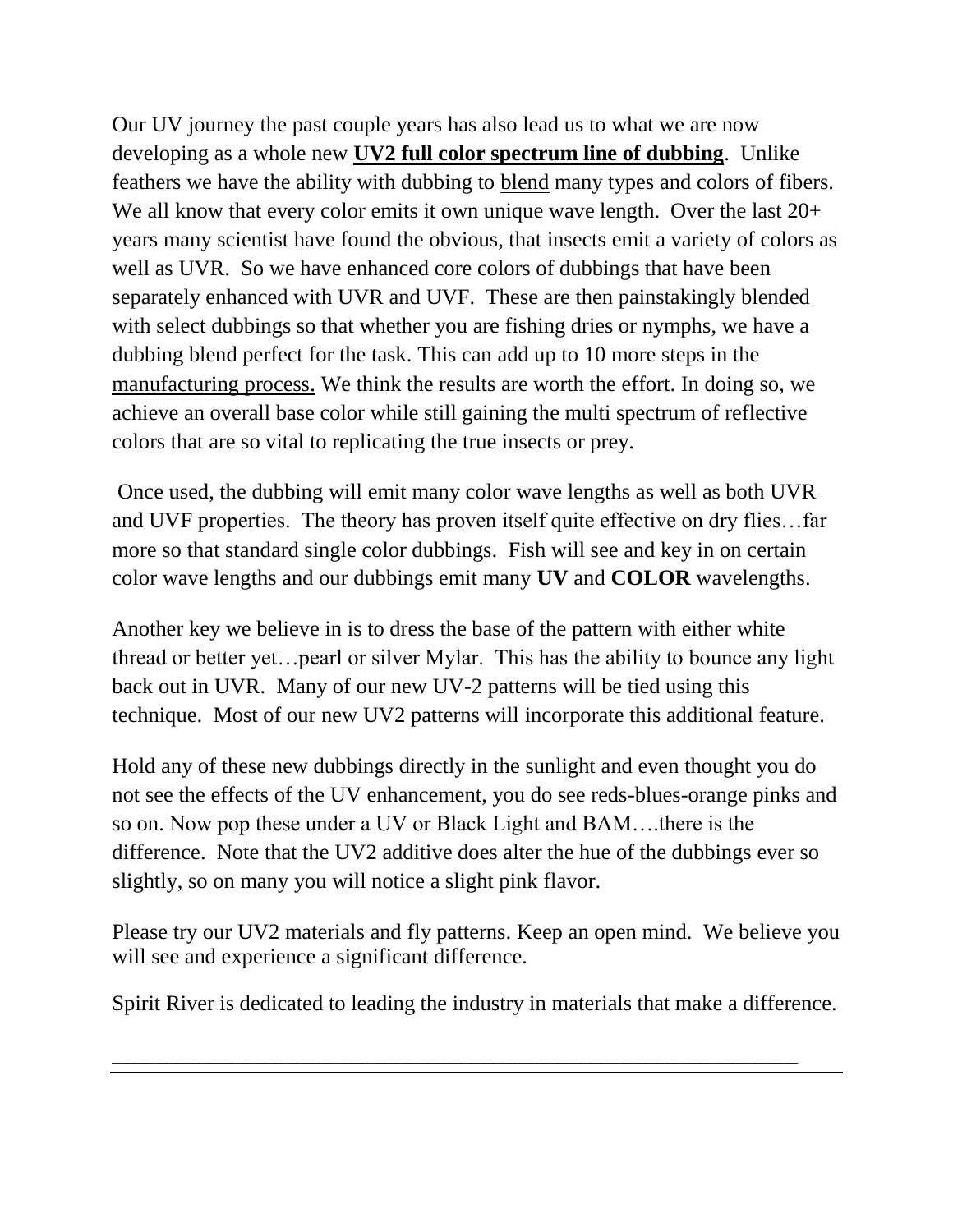Our UV journey the past couple years has also lead us to what we are now developing as a whole new **UV2 full color spectrum line of dubbing**. Unlike feathers we have the ability with dubbing to blend many types and colors of fibers. We all know that every color emits it own unique wave length. Over the last 20+ years many scientist have found the obvious, that insects emit a variety of colors as well as UVR. So we have enhanced core colors of dubbings that have been separately enhanced with UVR and UVF. These are then painstakingly blended with select dubbings so that whether you are fishing dries or nymphs, we have a dubbing blend perfect for the task. This can add up to 10 more steps in the manufacturing process. We think the results are worth the effort. In doing so, we achieve an overall base color while still gaining the multi spectrum of reflective colors that are so vital to replicating the true insects or prey.

Once used, the dubbing will emit many color wave lengths as well as both UVR and UVF properties. The theory has proven itself quite effective on dry flies…far more so that standard single color dubbings. Fish will see and key in on certain color wave lengths and our dubbings emit many **UV** and **COLOR** wavelengths.

Another key we believe in is to dress the base of the pattern with either white thread or better yet…pearl or silver Mylar. This has the ability to bounce any light back out in UVR. Many of our new UV-2 patterns will be tied using this technique. Most of our new UV2 patterns will incorporate this additional feature.

Hold any of these new dubbings directly in the sunlight and even thought you do not see the effects of the UV enhancement, you do see reds-blues-orange pinks and so on. Now pop these under a UV or Black Light and BAM….there is the difference. Note that the UV2 additive does alter the hue of the dubbings ever so slightly, so on many you will notice a slight pink flavor.

Please try our UV2 materials and fly patterns. Keep an open mind. We believe you will see and experience a significant difference.

Spirit River is dedicated to leading the industry in materials that make a difference.

---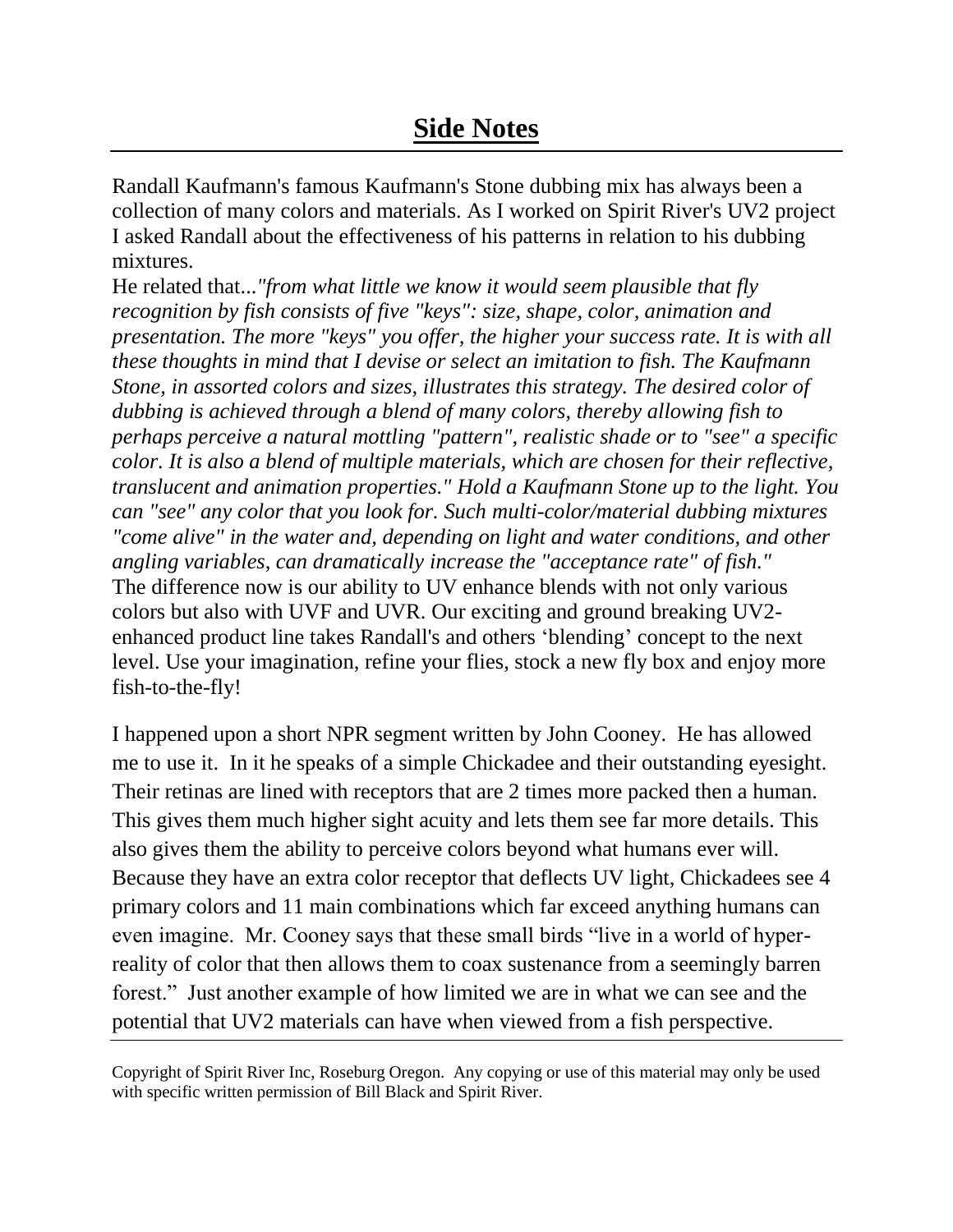## Side Notes

Randall Kaufmann's famous Kaufmann's Stone dubbing mix has always been a collection of many colors and materials. As I worked on Spirit River's UV2 project I asked Randall about the effectiveness of his patterns in relation to his dubbing mixtures.

He related that...*"from what little we know it would seem plausible that fly recognition by fish consists of five "keys": size, shape, color, animation and presentation. The more "keys" you offer, the higher your success rate. It is with all these thoughts in mind that I devise or select an imitation to fish. The Kaufmann Stone, in assorted colors and sizes, illustrates this strategy. The desired color of dubbing is achieved through a blend of many colors, thereby allowing fish to perhaps perceive a natural mottling "pattern", realistic shade or to "see" a specific color. It is also a blend of multiple materials, which are chosen for their reflective, translucent and animation properties." Hold a Kaufmann Stone up to the light. You can "see" any color that you look for. Such multi-color/material dubbing mixtures "come alive" in the water and, depending on light and water conditions, and other angling variables, can dramatically increase the "acceptance rate" of fish."*

The difference now is our ability to UV enhance blends with not only various colors but also with UVF and UVR. Our exciting and ground breaking UV2-enhanced product line takes Randall's and others 'blending' concept to the next level. Use your imagination, refine your flies, stock a new fly box and enjoy more fish-to-the-fly!

I happened upon a short NPR segment written by John Cooney. He has allowed me to use it. In it he speaks of a simple Chickadee and their outstanding eyesight. Their retinas are lined with receptors that are 2 times more packed then a human. This gives them much higher sight acuity and lets them see far more details. This also gives them the ability to perceive colors beyond what humans ever will. Because they have an extra color receptor that deflects UV light, Chickadees see 4 primary colors and 11 main combinations which far exceed anything humans can even imagine. Mr. Cooney says that these small birds "live in a world of hyper-reality of color that then allows them to coax sustenance from a seemingly barren forest." Just another example of how limited we are in what we can see and the potential that UV2 materials can have when viewed from a fish perspective.

Copyright of Spirit River Inc, Roseburg Oregon. Any copying or use of this material may only be used with specific written permission of Bill Black and Spirit River.